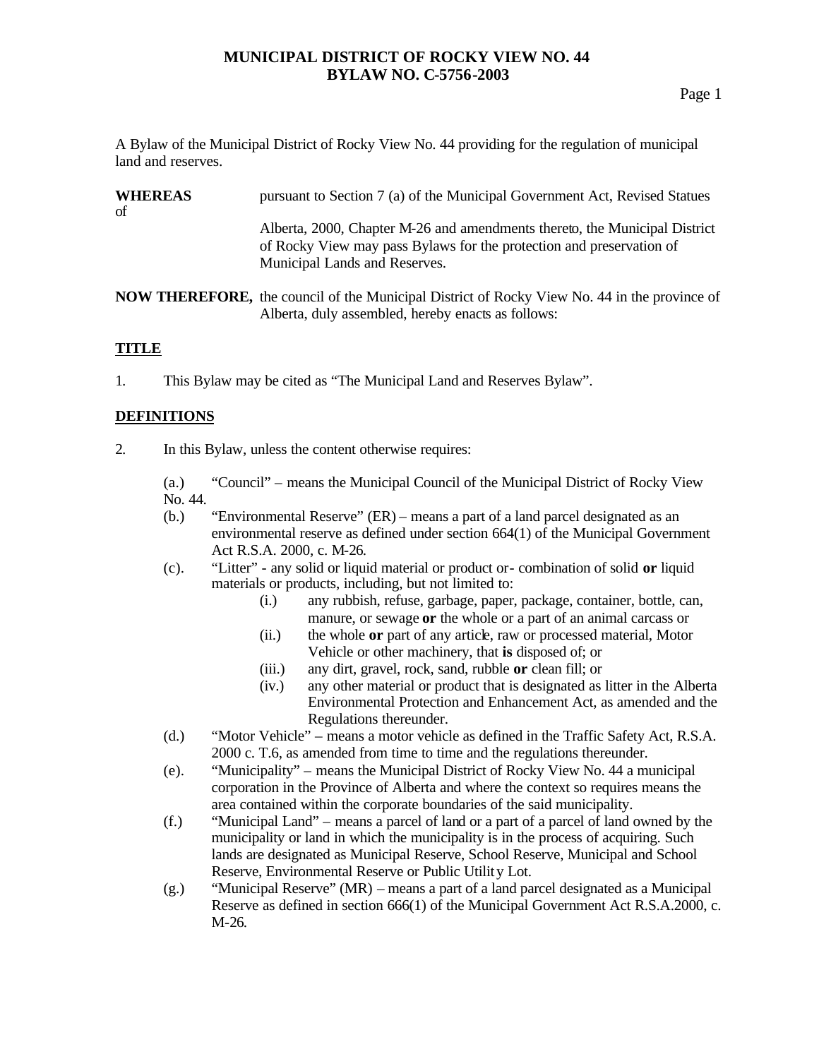# MUNICIPAL DISTRICT OF ROCKY VIEW NO. 44
# BYLAW NO. C-5756-2003

A Bylaw of the Municipal District of Rocky View No. 44 providing for the regulation of municipal land and reserves.

**WHEREAS** pursuant to Section 7 (a) of the Municipal Government Act, Revised Statues of Alberta, 2000, Chapter M-26 and amendments thereto, the Municipal District of Rocky View may pass Bylaws for the protection and preservation of Municipal Lands and Reserves.

**NOW THEREFORE,** the council of the Municipal District of Rocky View No. 44 in the province of Alberta, duly assembled, hereby enacts as follows:

## TITLE

1. This Bylaw may be cited as "The Municipal Land and Reserves Bylaw".

## DEFINITIONS

2. In this Bylaw, unless the content otherwise requires:

   (a.) "Council" – means the Municipal Council of the Municipal District of Rocky View No. 44.

   (b.) "Environmental Reserve" (ER) – means a part of a land parcel designated as an environmental reserve as defined under section 664(1) of the Municipal Government Act R.S.A. 2000, c. M-26.

   (c). "Litter" - any solid or liquid material or product or- combination of solid **or** liquid materials or products, including, but not limited to:

      (i.) any rubbish, refuse, garbage, paper, package, container, bottle, can, manure, or sewage **or** the whole or a part of an animal carcass or

      (ii.) the whole **or** part of any article, raw or processed material, Motor Vehicle or other machinery, that **is** disposed of; or

      (iii.) any dirt, gravel, rock, sand, rubble **or** clean fill; or

      (iv.) any other material or product that is designated as litter in the Alberta Environmental Protection and Enhancement Act, as amended and the Regulations thereunder.

   (d.) "Motor Vehicle" – means a motor vehicle as defined in the Traffic Safety Act, R.S.A. 2000 c. T.6, as amended from time to time and the regulations thereunder.

   (e). "Municipality" – means the Municipal District of Rocky View No. 44 a municipal corporation in the Province of Alberta and where the context so requires means the area contained within the corporate boundaries of the said municipality.

   (f.) "Municipal Land" – means a parcel of land or a part of a parcel of land owned by the municipality or land in which the municipality is in the process of acquiring. Such lands are designated as Municipal Reserve, School Reserve, Municipal and School Reserve, Environmental Reserve or Public Utility Lot.

   (g.) "Municipal Reserve" (MR) – means a part of a land parcel designated as a Municipal Reserve as defined in section 666(1) of the Municipal Government Act R.S.A.2000, c. M-26.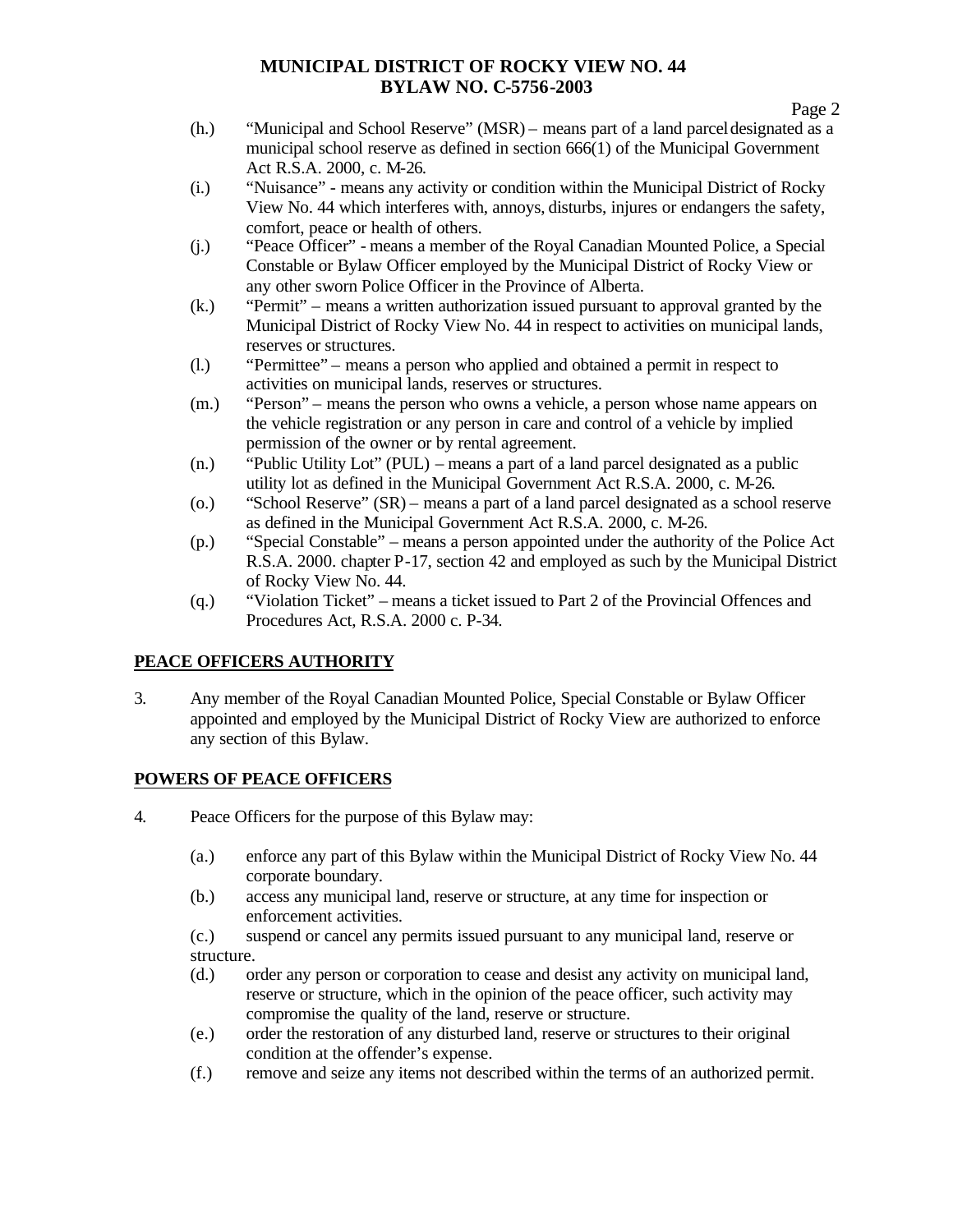(h.) "Municipal and School Reserve" (MSR) – means part of a land parcel designated as a municipal school reserve as defined in section 666(1) of the Municipal Government Act R.S.A. 2000, c. M-26.

(i.) "Nuisance" - means any activity or condition within the Municipal District of Rocky View No. 44 which interferes with, annoys, disturbs, injures or endangers the safety, comfort, peace or health of others.

(j.) "Peace Officer" - means a member of the Royal Canadian Mounted Police, a Special Constable or Bylaw Officer employed by the Municipal District of Rocky View or any other sworn Police Officer in the Province of Alberta.

(k.) "Permit" – means a written authorization issued pursuant to approval granted by the Municipal District of Rocky View No. 44 in respect to activities on municipal lands, reserves or structures.

(l.) "Permittee" – means a person who applied and obtained a permit in respect to activities on municipal lands, reserves or structures.

(m.) "Person" – means the person who owns a vehicle, a person whose name appears on the vehicle registration or any person in care and control of a vehicle by implied permission of the owner or by rental agreement.

(n.) "Public Utility Lot" (PUL) – means a part of a land parcel designated as a public utility lot as defined in the Municipal Government Act R.S.A. 2000, c. M-26.

(o.) "School Reserve" (SR) – means a part of a land parcel designated as a school reserve as defined in the Municipal Government Act R.S.A. 2000, c. M-26.

(p.) "Special Constable" – means a person appointed under the authority of the Police Act R.S.A. 2000. chapter P-17, section 42 and employed as such by the Municipal District of Rocky View No. 44.

(q.) "Violation Ticket" – means a ticket issued to Part 2 of the Provincial Offences and Procedures Act, R.S.A. 2000 c. P-34.

## PEACE OFFICERS AUTHORITY

3. Any member of the Royal Canadian Mounted Police, Special Constable or Bylaw Officer appointed and employed by the Municipal District of Rocky View are authorized to enforce any section of this Bylaw.

## POWERS OF PEACE OFFICERS

4. Peace Officers for the purpose of this Bylaw may:

(a.) enforce any part of this Bylaw within the Municipal District of Rocky View No. 44 corporate boundary.

(b.) access any municipal land, reserve or structure, at any time for inspection or enforcement activities.

(c.) suspend or cancel any permits issued pursuant to any municipal land, reserve or structure.

(d.) order any person or corporation to cease and desist any activity on municipal land, reserve or structure, which in the opinion of the peace officer, such activity may compromise the quality of the land, reserve or structure.

(e.) order the restoration of any disturbed land, reserve or structures to their original condition at the offender's expense.

(f.) remove and seize any items not described within the terms of an authorized permit.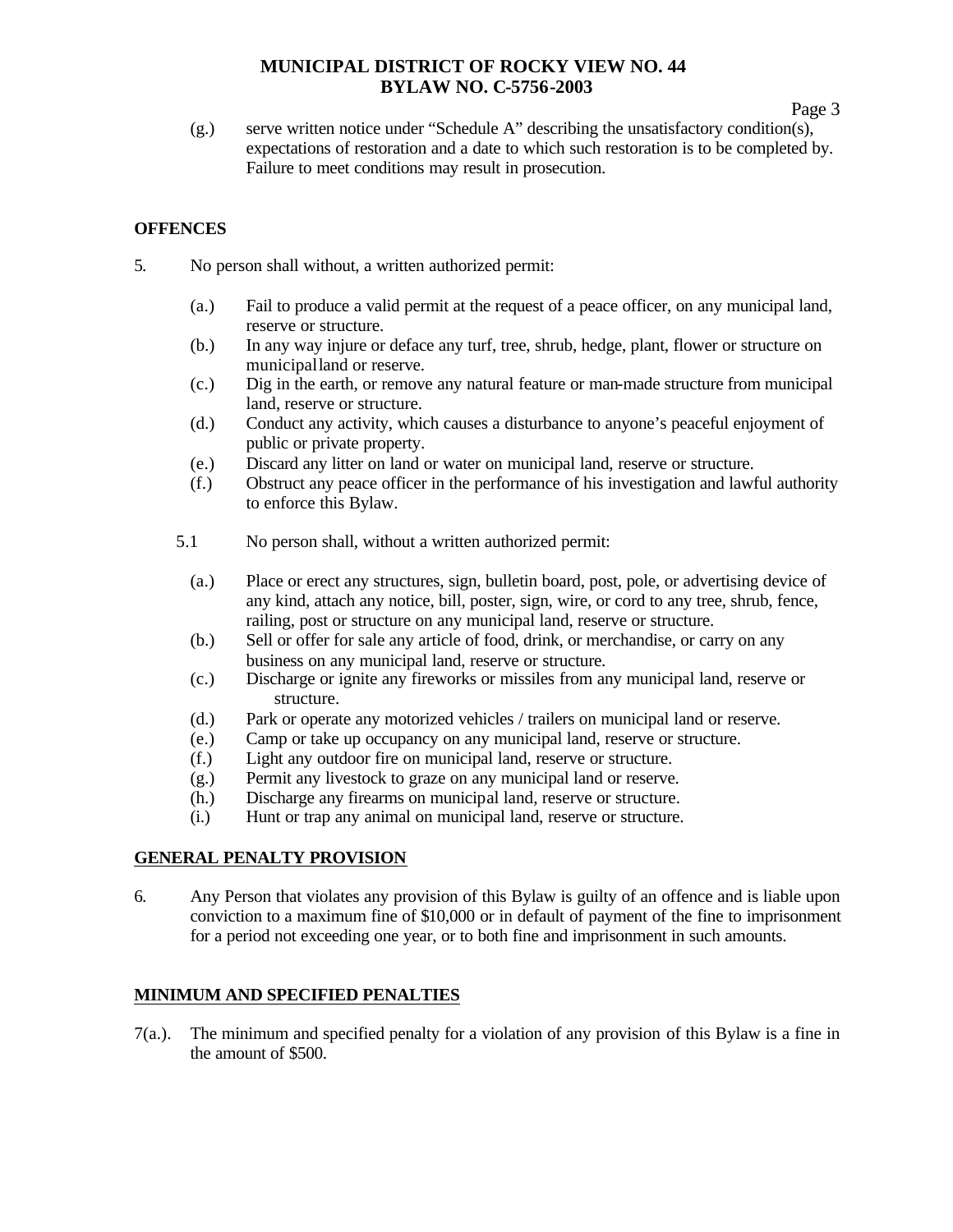(g.) serve written notice under "Schedule A" describing the unsatisfactory condition(s), expectations of restoration and a date to which such restoration is to be completed by. Failure to meet conditions may result in prosecution.

**OFFENCES**

5. No person shall without, a written authorized permit:

(a.) Fail to produce a valid permit at the request of a peace officer, on any municipal land, reserve or structure.
(b.) In any way injure or deface any turf, tree, shrub, hedge, plant, flower or structure on municipal land or reserve.
(c.) Dig in the earth, or remove any natural feature or man-made structure from municipal land, reserve or structure.
(d.) Conduct any activity, which causes a disturbance to anyone's peaceful enjoyment of public or private property.
(e.) Discard any litter on land or water on municipal land, reserve or structure.
(f.) Obstruct any peace officer in the performance of his investigation and lawful authority to enforce this Bylaw.

5.1 No person shall, without a written authorized permit:

(a.) Place or erect any structures, sign, bulletin board, post, pole, or advertising device of any kind, attach any notice, bill, poster, sign, wire, or cord to any tree, shrub, fence, railing, post or structure on any municipal land, reserve or structure.
(b.) Sell or offer for sale any article of food, drink, or merchandise, or carry on any business on any municipal land, reserve or structure.
(c.) Discharge or ignite any fireworks or missiles from any municipal land, reserve or structure.
(d.) Park or operate any motorized vehicles / trailers on municipal land or reserve.
(e.) Camp or take up occupancy on any municipal land, reserve or structure.
(f.) Light any outdoor fire on municipal land, reserve or structure.
(g.) Permit any livestock to graze on any municipal land or reserve.
(h.) Discharge any firearms on municipal land, reserve or structure.
(i.) Hunt or trap any animal on municipal land, reserve or structure.

**GENERAL PENALTY PROVISION**

6. Any Person that violates any provision of this Bylaw is guilty of an offence and is liable upon conviction to a maximum fine of $10,000 or in default of payment of the fine to imprisonment for a period not exceeding one year, or to both fine and imprisonment in such amounts.

**MINIMUM AND SPECIFIED PENALTIES**

7(a.). The minimum and specified penalty for a violation of any provision of this Bylaw is a fine in the amount of $500.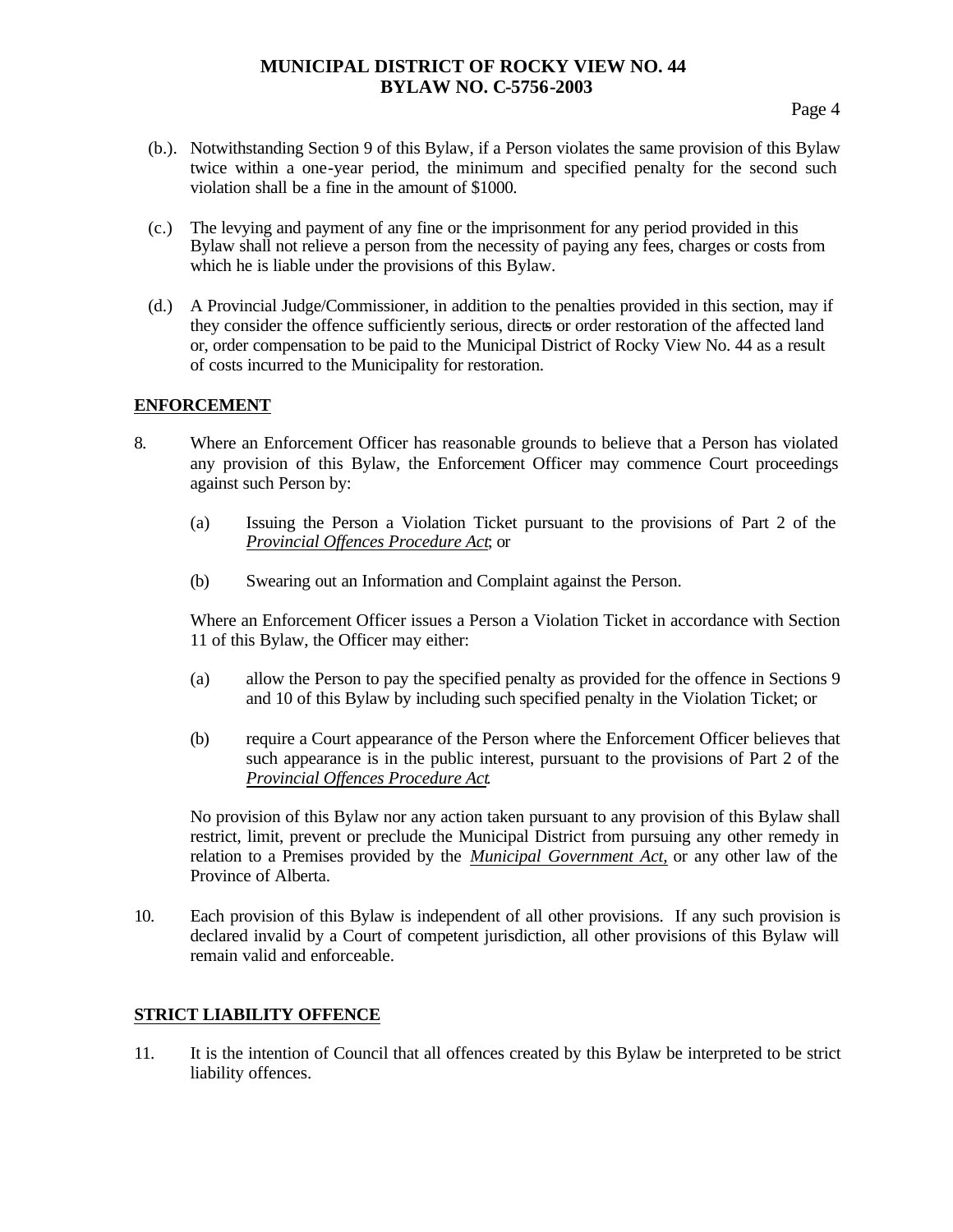(b.). Notwithstanding Section 9 of this Bylaw, if a Person violates the same provision of this Bylaw twice within a one-year period, the minimum and specified penalty for the second such violation shall be a fine in the amount of $1000.

(c.) The levying and payment of any fine or the imprisonment for any period provided in this Bylaw shall not relieve a person from the necessity of paying any fees, charges or costs from which he is liable under the provisions of this Bylaw.

(d.) A Provincial Judge/Commissioner, in addition to the penalties provided in this section, may if they consider the offence sufficiently serious, directs or order restoration of the affected land or, order compensation to be paid to the Municipal District of Rocky View No. 44 as a result of costs incurred to the Municipality for restoration.

## ENFORCEMENT

8. Where an Enforcement Officer has reasonable grounds to believe that a Person has violated any provision of this Bylaw, the Enforcement Officer may commence Court proceedings against such Person by:

   (a) Issuing the Person a Violation Ticket pursuant to the provisions of Part 2 of the *Provincial Offences Procedure Act*; or

   (b) Swearing out an Information and Complaint against the Person.

   Where an Enforcement Officer issues a Person a Violation Ticket in accordance with Section 11 of this Bylaw, the Officer may either:

   (a) allow the Person to pay the specified penalty as provided for the offence in Sections 9 and 10 of this Bylaw by including such specified penalty in the Violation Ticket; or

   (b) require a Court appearance of the Person where the Enforcement Officer believes that such appearance is in the public interest, pursuant to the provisions of Part 2 of the *Provincial Offences Procedure Act*.

   No provision of this Bylaw nor any action taken pursuant to any provision of this Bylaw shall restrict, limit, prevent or preclude the Municipal District from pursuing any other remedy in relation to a Premises provided by the *Municipal Government Act*, or any other law of the Province of Alberta.

10. Each provision of this Bylaw is independent of all other provisions. If any such provision is declared invalid by a Court of competent jurisdiction, all other provisions of this Bylaw will remain valid and enforceable.

## STRICT LIABILITY OFFENCE

11. It is the intention of Council that all offences created by this Bylaw be interpreted to be strict liability offences.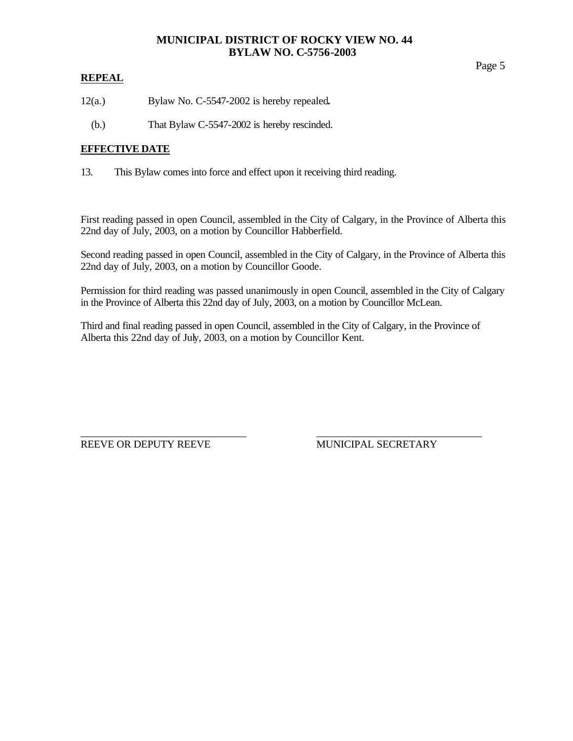**REPEAL**

12(a.) Bylaw No. C-5547-2002 is hereby repealed.

(b.) That Bylaw C-5547-2002 is hereby rescinded.

**EFFECTIVE DATE**

13. This Bylaw comes into force and effect upon it receiving third reading.

First reading passed in open Council, assembled in the City of Calgary, in the Province of Alberta this 22nd day of July, 2003, on a motion by Councillor Habberfield.

Second reading passed in open Council, assembled in the City of Calgary, in the Province of Alberta this 22nd day of July, 2003, on a motion by Councillor Goode.

Permission for third reading was passed unanimously in open Council, assembled in the City of Calgary in the Province of Alberta this 22nd day of July, 2003, on a motion by Councillor McLean.

Third and final reading passed in open Council, assembled in the City of Calgary, in the Province of Alberta this 22nd day of July, 2003, on a motion by Councillor Kent.

_______________________________ REEVE OR DEPUTY REEVE

_______________________________ MUNICIPAL SECRETARY